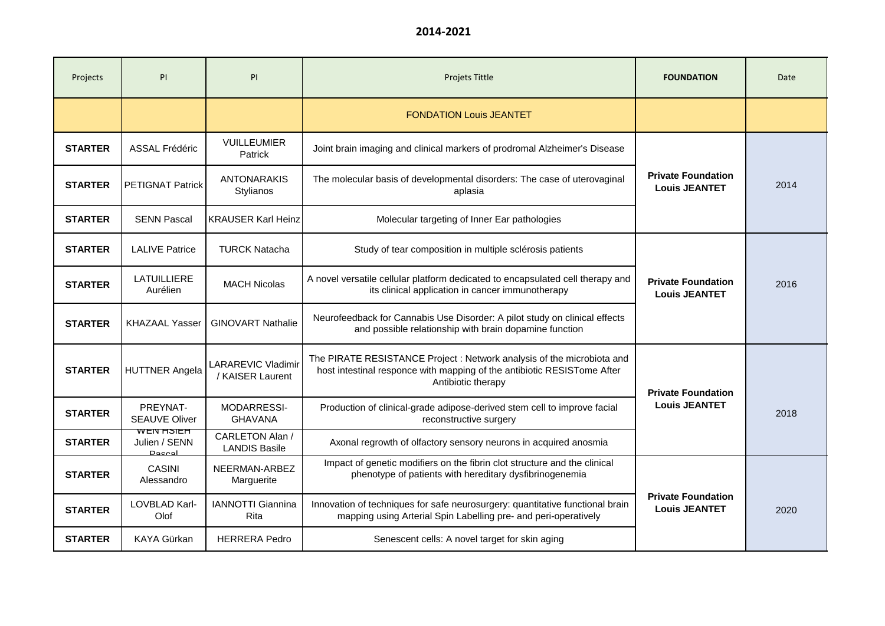# 2014-2021

| Projects | PI | PI | Projets Tittle | FOUNDATION | Date |
|---|---|---|---|---|---|
| | | | FONDATION Louis JEANTET | | |
| **STARTER** | ASSAL Frédéric | VUILLEUMIER Patrick | Joint brain imaging and clinical markers of prodromal Alzheimer's Disease | **Private Foundation Louis JEANTET** | 2014 |
| **STARTER** | PETIGNAT Patrick | ANTONARAKIS Stylianos | The molecular basis of developmental disorders: The case of uterovaginal aplasia | | |
| **STARTER** | SENN Pascal | KRAUSER Karl Heinz | Molecular targeting of Inner Ear pathologies | | |
| **STARTER** | LALIVE Patrice | TURCK Natacha | Study of tear composition in multiple sclérosis patients | **Private Foundation Louis JEANTET** | 2016 |
| **STARTER** | LATUILLIERE Aurélien | MACH Nicolas | A novel versatile cellular platform dedicated to encapsulated cell therapy and its clinical application in cancer immunotherapy | | |
| **STARTER** | KHAZAAL Yasser | GINOVART Nathalie | Neurofeedback for Cannabis Use Disorder: A pilot study on clinical effects and possible relationship with brain dopamine function | | |
| **STARTER** | HUTTNER Angela | LARAREVIC Vladimir / KAISER Laurent | The PIRATE RESISTANCE Project : Network analysis of the microbiota and host intestinal responce with mapping of the antibiotic RESISTome After Antibiotic therapy | **Private Foundation Louis JEANTET** | 2018 |
| **STARTER** | PREYNAT-SEAUVE Oliver | MODARRESSI-GHAVANA | Production of clinical-grade adipose-derived stem cell to improve facial reconstructive surgery | | |
| **STARTER** | WEN HSIEH Julien / SENN Pascal | CARLETON Alan / LANDIS Basile | Axonal regrowth of olfactory sensory neurons in acquired anosmia | | |
| **STARTER** | CASINI Alessandro | NEERMAN-ARBEZ Marguerite | Impact of genetic modifiers on the fibrin clot structure and the clinical phenotype of patients with hereditary dysfibrinogenemia | **Private Foundation Louis JEANTET** | 2020 |
| **STARTER** | LOVBLAD Karl-Olof | IANNOTTI Giannina Rita | Innovation of techniques for safe neurosurgery: quantitative functional brain mapping using Arterial Spin Labelling pre- and peri-operatively | | |
| **STARTER** | KAYA Gürkan | HERRERA Pedro | Senescent cells: A novel target for skin aging | | |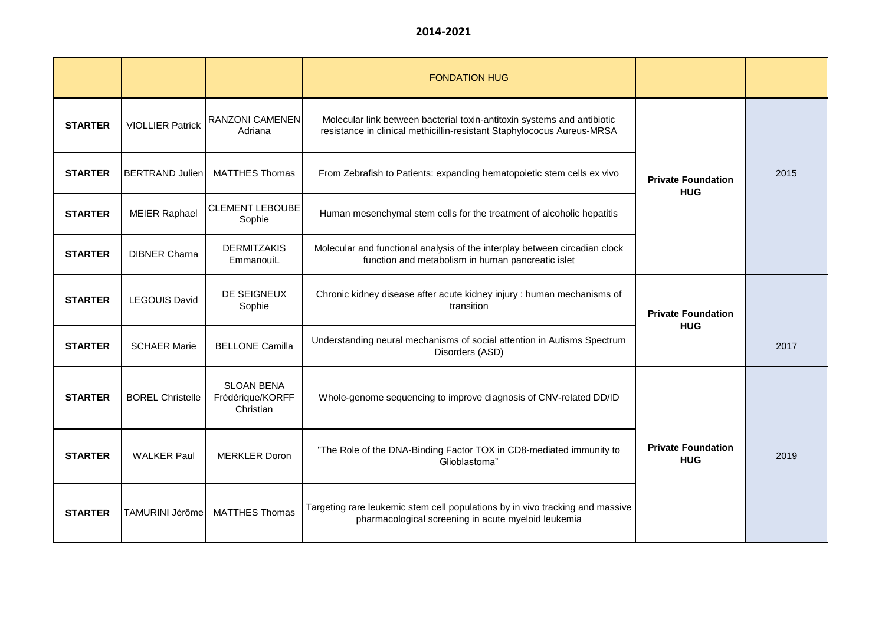**2014-2021**

| | | | FONDATION HUG | | |
|---|---|---|---|---|---|
| **STARTER** | VIOLLIER Patrick | RANZONI CAMENEN Adriana | Molecular link between bacterial toxin-antitoxin systems and antibiotic resistance in clinical methicillin-resistant Staphylococus Aureus-MRSA | **Private Foundation HUG** | 2015 |
| **STARTER** | BERTRAND Julien | MATTHES Thomas | From Zebrafish to Patients: expanding hematopoietic stem cells ex vivo | | |
| **STARTER** | MEIER Raphael | CLEMENT LEBOUBE Sophie | Human mesenchymal stem cells for the treatment of alcoholic hepatitis | | |
| **STARTER** | DIBNER Charna | DERMITZAKIS EmmanouiL | Molecular and functional analysis of the interplay between circadian clock function and metabolism in human pancreatic islet | | |
| **STARTER** | LEGOUIS David | DE SEIGNEUX Sophie | Chronic kidney disease after acute kidney injury : human mechanisms of transition | **Private Foundation HUG** | 2017 |
| **STARTER** | SCHAER Marie | BELLONE Camilla | Understanding neural mechanisms of social attention in Autisms Spectrum Disorders (ASD) | | |
| **STARTER** | BOREL Christelle | SLOAN BENA Frédérique/KORFF Christian | Whole-genome sequencing to improve diagnosis of CNV-related DD/ID | **Private Foundation HUG** | 2019 |
| **STARTER** | WALKER Paul | MERKLER Doron | "The Role of the DNA-Binding Factor TOX in CD8-mediated immunity to Glioblastoma" | | |
| **STARTER** | TAMURINI Jérôme | MATTHES Thomas | Targeting rare leukemic stem cell populations by in vivo tracking and massive pharmacological screening in acute myeloid leukemia | | |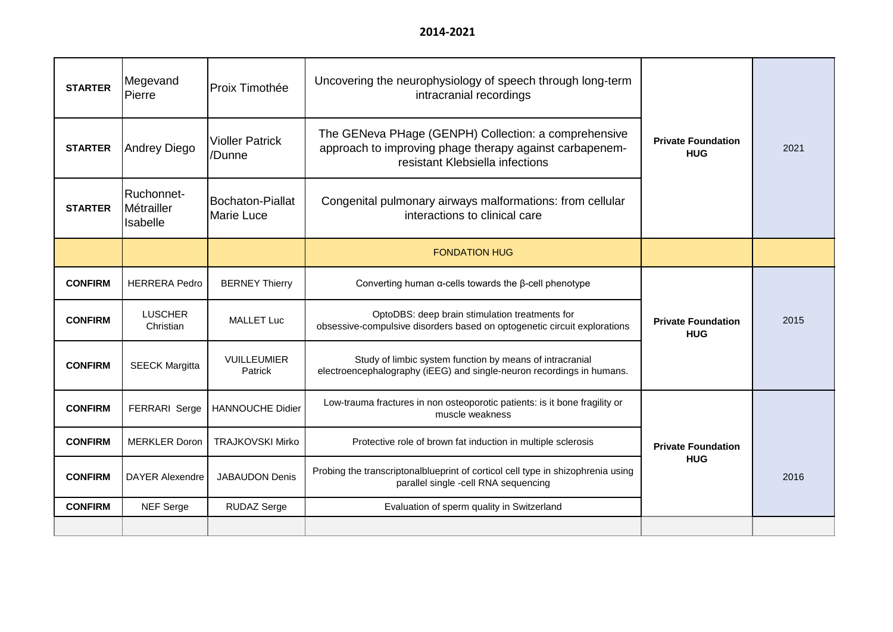**2014-2021**

| | | | | | |
|---|---|---|---|---|---|
| **STARTER** | Megevand Pierre | Proix Timothée | Uncovering the neurophysiology of speech through long-term intracranial recordings | **Private Foundation HUG** | 2021 |
| **STARTER** | Andrey Diego | Violler Patrick /Dunne | The GENeva PHage (GENPH) Collection: a comprehensive approach to improving phage therapy against carbapenem-resistant Klebsiella infections | | |
| **STARTER** | Ruchonnet-Métrailler Isabelle | Bochaton-Piallat Marie Luce | Congenital pulmonary airways malformations: from cellular interactions to clinical care | | |
| | | | FONDATION HUG | | |
| **CONFIRM** | HERRERA Pedro | BERNEY Thierry | Converting human α-cells towards the β-cell phenotype | **Private Foundation HUG** | 2015 |
| **CONFIRM** | LUSCHER Christian | MALLET Luc | OptoDBS: deep brain stimulation treatments for obsessive-compulsive disorders based on optogenetic circuit explorations | | |
| **CONFIRM** | SEECK Margitta | VUILLEUMIER Patrick | Study of limbic system function by means of intracranial electroencephalography (iEEG) and single-neuron recordings in humans. | | |
| **CONFIRM** | FERRARI Serge | HANNOUCHE Didier | Low-trauma fractures in non osteoporotic patients: is it bone fragility or muscle weakness | **Private Foundation HUG** | 2016 |
| **CONFIRM** | MERKLER Doron | TRAJKOVSKI Mirko | Protective role of brown fat induction in multiple sclerosis | | |
| **CONFIRM** | DAYER Alexendre | JABAUDON Denis | Probing the transcriptonalblueprint of corticol cell type in shizophrenia using parallel single -cell RNA sequencing | | |
| **CONFIRM** | NEF Serge | RUDAZ Serge | Evaluation of sperm quality in Switzerland | | |
| | | | | | |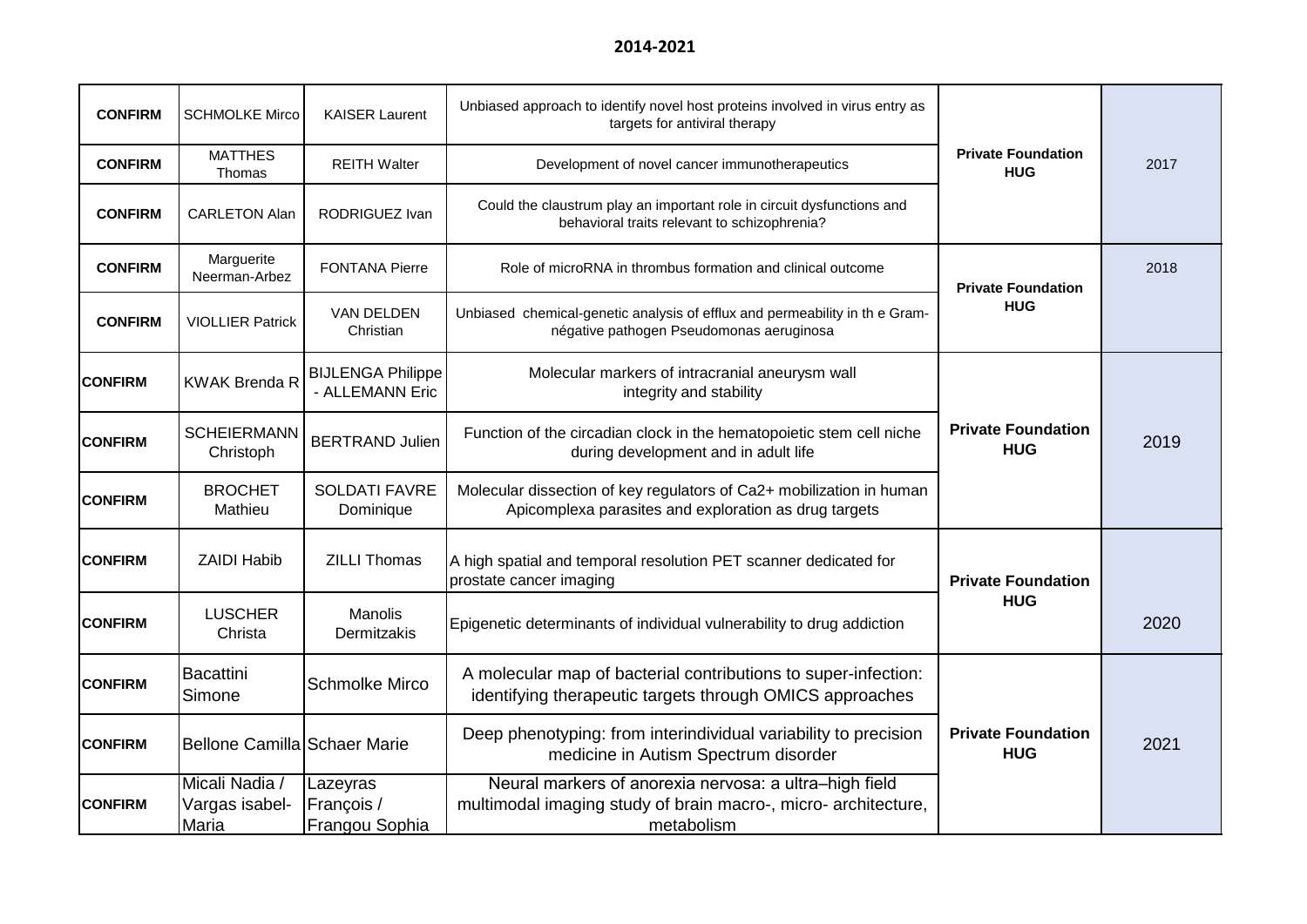**2014-2021**

| | | | | | |
|---|---|---|---|---|---|
| **CONFIRM** | SCHMOLKE Mirco | KAISER Laurent | Unbiased approach to identify novel host proteins involved in virus entry as targets for antiviral therapy | **Private Foundation HUG** | 2017 |
| **CONFIRM** | MATTHES Thomas | REITH Walter | Development of novel cancer immunotherapeutics | | |
| **CONFIRM** | CARLETON Alan | RODRIGUEZ Ivan | Could the claustrum play an important role in circuit dysfunctions and behavioral traits relevant to schizophrenia? | | |
| **CONFIRM** | Marguerite Neerman-Arbez | FONTANA Pierre | Role of microRNA in thrombus formation and clinical outcome | **Private Foundation HUG** | 2018 |
| **CONFIRM** | VIOLLIER Patrick | VAN DELDEN Christian | Unbiased chemical-genetic analysis of efflux and permeability in th e Gram-négative pathogen Pseudomonas aeruginosa | | |
| **CONFIRM** | KWAK Brenda R | BIJLENGA Philippe - ALLEMANN Eric | Molecular markers of intracranial aneurysm wall integrity and stability | **Private Foundation HUG** | 2019 |
| **CONFIRM** | SCHEIERMANN Christoph | BERTRAND Julien | Function of the circadian clock in the hematopoietic stem cell niche during development and in adult life | | |
| **CONFIRM** | BROCHET Mathieu | SOLDATI FAVRE Dominique | Molecular dissection of key regulators of Ca2+ mobilization in human Apicomplexa parasites and exploration as drug targets | | |
| **CONFIRM** | ZAIDI Habib | ZILLI Thomas | A high spatial and temporal resolution PET scanner dedicated for prostate cancer imaging | **Private Foundation HUG** | 2020 |
| **CONFIRM** | LUSCHER Christa | Manolis Dermitzakis | Epigenetic determinants of individual vulnerability to drug addiction | | |
| **CONFIRM** | Bacattini Simone | Schmolke Mirco | A molecular map of bacterial contributions to super-infection: identifying therapeutic targets through OMICS approaches | **Private Foundation HUG** | 2021 |
| **CONFIRM** | Bellone Camilla | Schaer Marie | Deep phenotyping: from interindividual variability to precision medicine in Autism Spectrum disorder | | |
| **CONFIRM** | Micali Nadia / Vargas isabel-Maria | Lazeyras François / Frangou Sophia | Neural markers of anorexia nervosa: a ultra–high field multimodal imaging study of brain macro-, micro- architecture, metabolism | | |